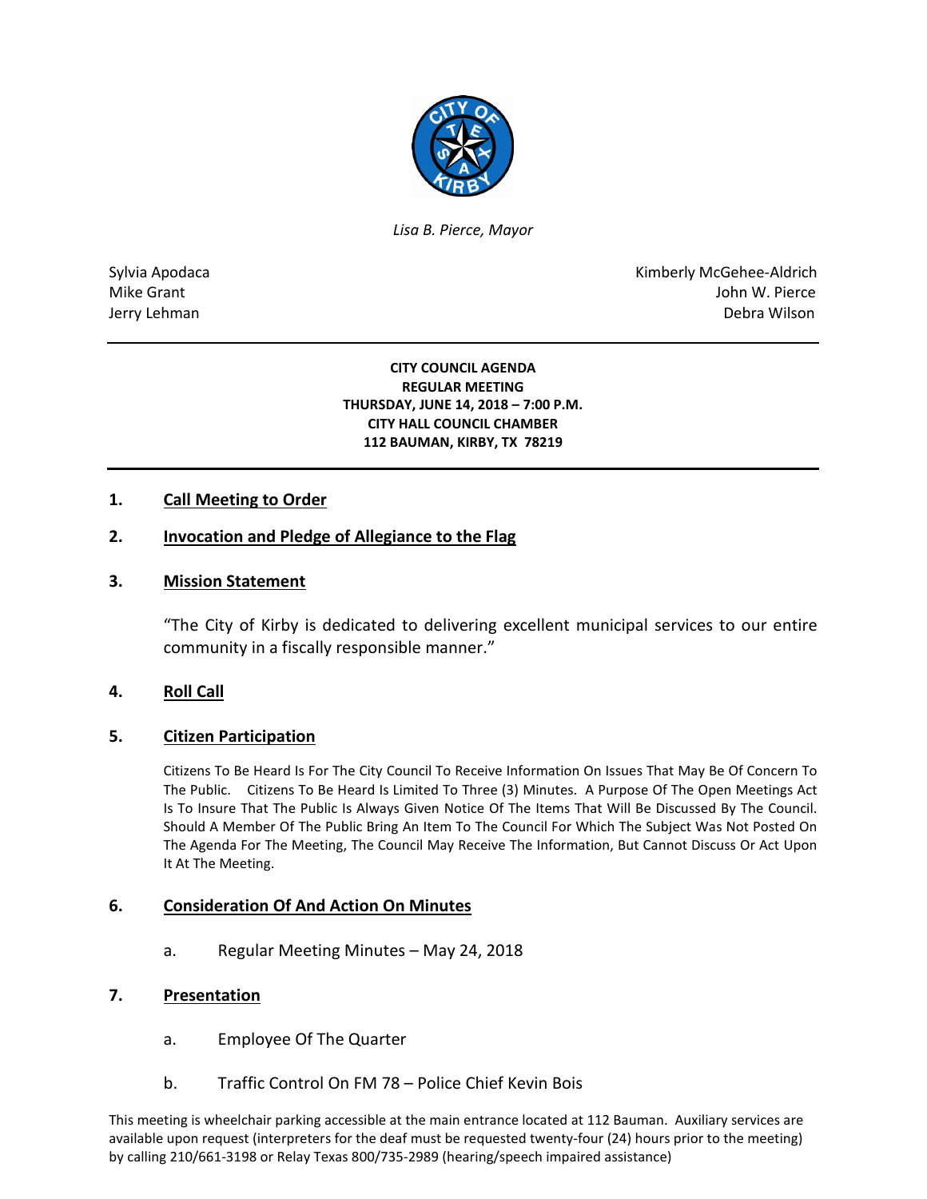*Lisa B. Pierce, Mayor*

Sylvia Apodaca
Mike Grant
Jerry Lehman

Kimberly McGehee-Aldrich
John W. Pierce
Debra Wilson

**CITY COUNCIL AGENDA**
**REGULAR MEETING**
**THURSDAY, JUNE 14, 2018 – 7:00 P.M.**
**CITY HALL COUNCIL CHAMBER**
**112 BAUMAN, KIRBY, TX 78219**

## 1. Call Meeting to Order

## 2. Invocation and Pledge of Allegiance to the Flag

## 3. Mission Statement

"The City of Kirby is dedicated to delivering excellent municipal services to our entire community in a fiscally responsible manner."

## 4. Roll Call

## 5. Citizen Participation

Citizens To Be Heard Is For The City Council To Receive Information On Issues That May Be Of Concern To The Public. Citizens To Be Heard Is Limited To Three (3) Minutes. A Purpose Of The Open Meetings Act Is To Insure That The Public Is Always Given Notice Of The Items That Will Be Discussed By The Council. Should A Member Of The Public Bring An Item To The Council For Which The Subject Was Not Posted On The Agenda For The Meeting, The Council May Receive The Information, But Cannot Discuss Or Act Upon It At The Meeting.

## 6. Consider​ation Of And Action On Minutes

a. Regular Meeting Minutes – May 24, 2018

## 7. Presentation

a. Employee Of The Quarter

b. Traffic Control On FM 78 – Police Chief Kevin Bois

This meeting is wheelchair parking accessible at the main entrance located at 112 Bauman. Auxiliary services are available upon request (interpreters for the deaf must be requested twenty-four (24) hours prior to the meeting) by calling 210/661-3198 or Relay Texas 800/735-2989 (hearing/speech impaired assistance)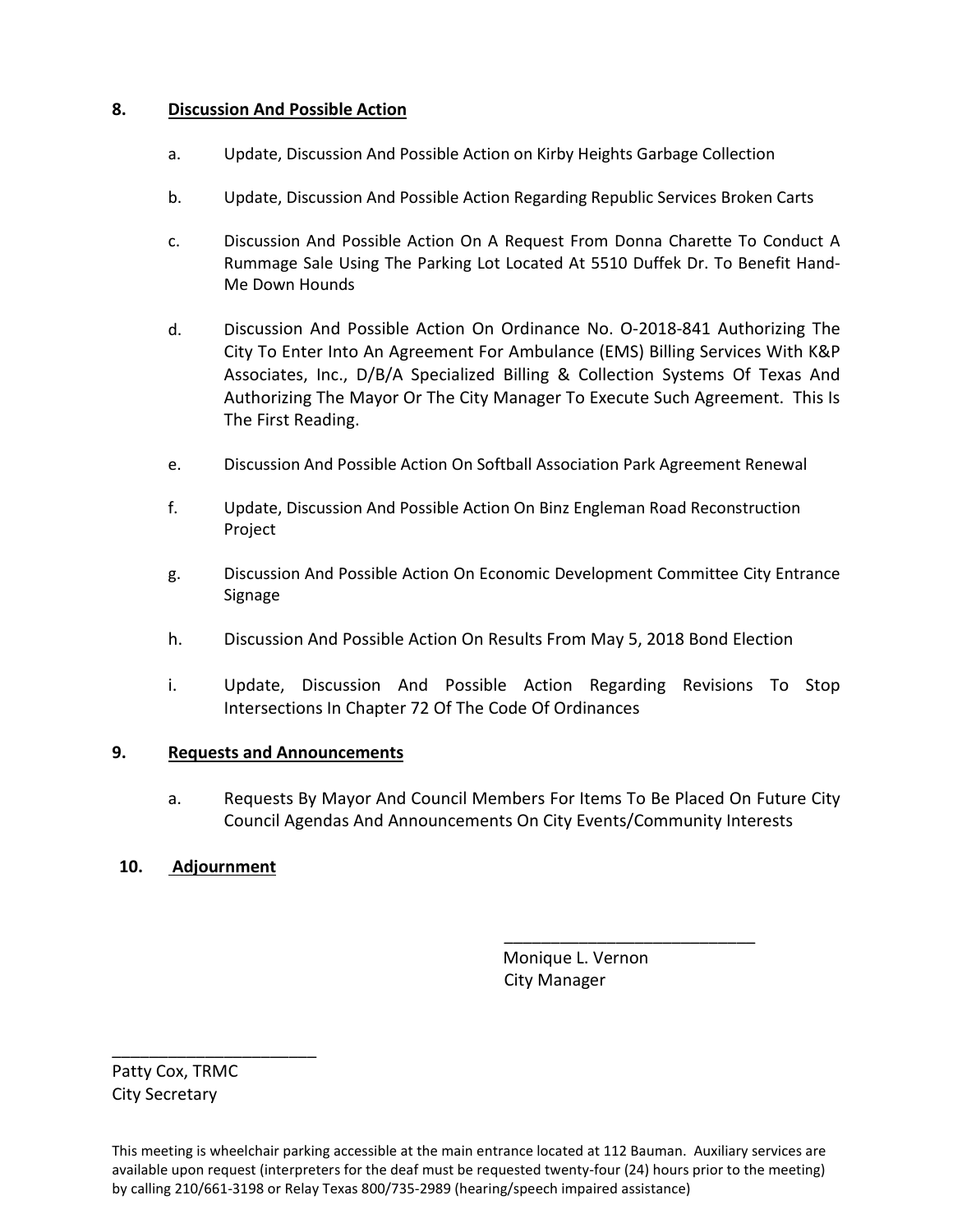**8. Discussion And Possible Action**

a. Update, Discussion And Possible Action on Kirby Heights Garbage Collection

b. Update, Discussion And Possible Action Regarding Republic Services Broken Carts

c. Discussion And Possible Action On A Request From Donna Charette To Conduct A Rummage Sale Using The Parking Lot Located At 5510 Duffek Dr. To Benefit Hand-Me Down Hounds

d. Discussion And Possible Action On Ordinance No. O-2018-841 Authorizing The City To Enter Into An Agreement For Ambulance (EMS) Billing Services With K&P Associates, Inc., D/B/A Specialized Billing & Collection Systems Of Texas And Authorizing The Mayor Or The City Manager To Execute Such Agreement. This Is The First Reading.

e. Discussion And Possible Action On Softball Association Park Agreement Renewal

f. Update, Discussion And Possible Action On Binz Engleman Road Reconstruction Project

g. Discussion And Possible Action On Economic Development Committee City Entrance Signage

h. Discussion And Possible Action On Results From May 5, 2018 Bond Election

i. Update, Discussion And Possible Action Regarding Revisions To Stop Intersections In Chapter 72 Of The Code Of Ordinances

**9. Requests and Announcements**

a. Requests By Mayor And Council Members For Items To Be Placed On Future City Council Agendas And Announcements On City Events/Community Interests

**10. Adjournment**

___________________________
Monique L. Vernon
City Manager

______________________
Patty Cox, TRMC
City Secretary

This meeting is wheelchair parking accessible at the main entrance located at 112 Bauman. Auxiliary services are available upon request (interpreters for the deaf must be requested twenty-four (24) hours prior to the meeting) by calling 210/661-3198 or Relay Texas 800/735-2989 (hearing/speech impaired assistance)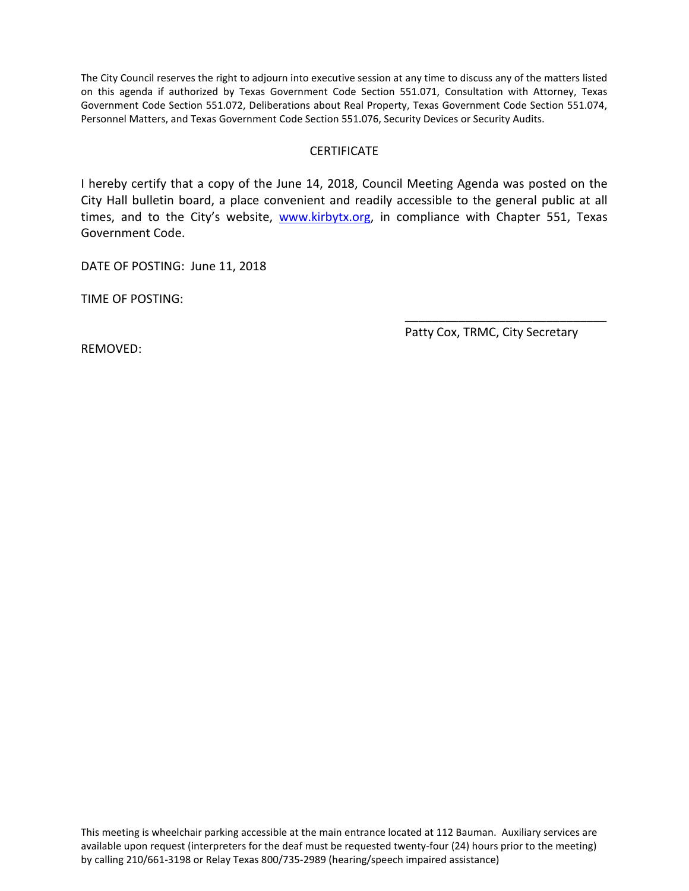The City Council reserves the right to adjourn into executive session at any time to discuss any of the matters listed on this agenda if authorized by Texas Government Code Section 551.071, Consultation with Attorney, Texas Government Code Section 551.072, Deliberations about Real Property, Texas Government Code Section 551.074, Personnel Matters, and Texas Government Code Section 551.076, Security Devices or Security Audits.

## CERTIFICATE

I hereby certify that a copy of the June 14, 2018, Council Meeting Agenda was posted on the City Hall bulletin board, a place convenient and readily accessible to the general public at all times, and to the City's website, www.kirbytx.org, in compliance with Chapter 551, Texas Government Code.

DATE OF POSTING: June 11, 2018

TIME OF POSTING:

______________________________

Patty Cox, TRMC, City Secretary

REMOVED:

This meeting is wheelchair parking accessible at the main entrance located at 112 Bauman. Auxiliary services are available upon request (interpreters for the deaf must be requested twenty-four (24) hours prior to the meeting) by calling 210/661-3198 or Relay Texas 800/735-2989 (hearing/speech impaired assistance)